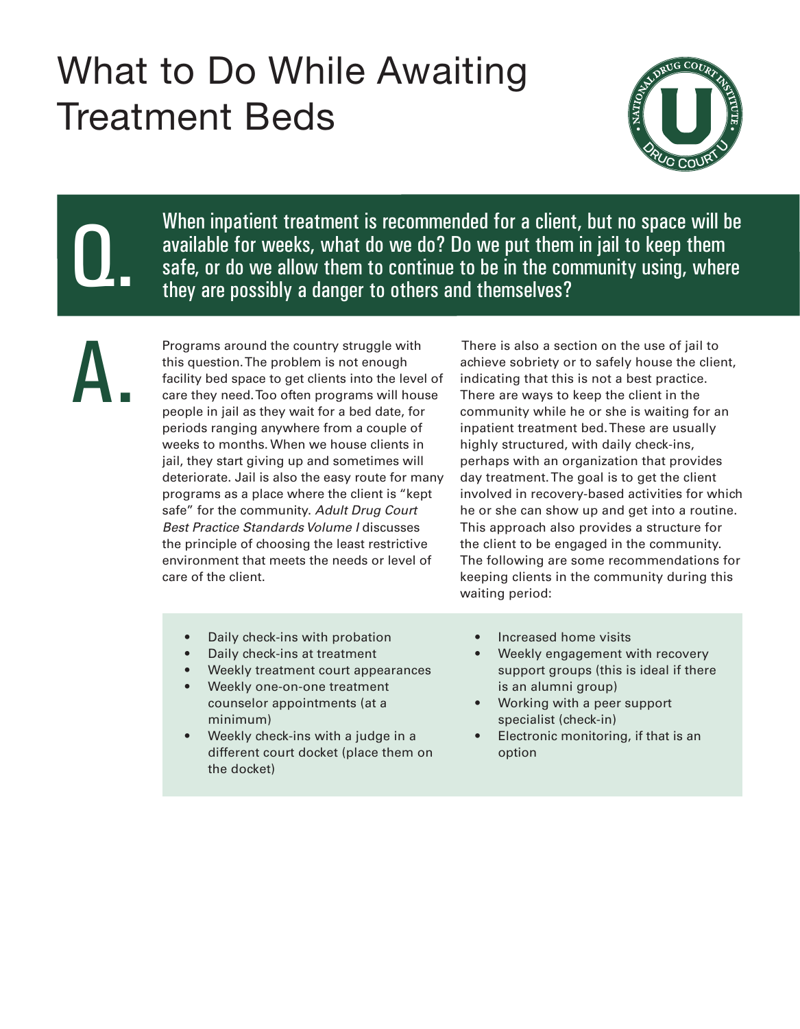# What to Do While Awaiting Treatment Beds

**Q.** When inpatient treatment is recommended for a client, but no space will be available for weeks, what do we do? Do we put them in jail to keep them safe, or do we allow them to continue to be in the community using, where they are possibly a danger to others and themselves?

**A.** Programs around the country struggle with this question. The problem is not enough facility bed space to get clients into the level of care they need. Too often programs will house people in jail as they wait for a bed date, for periods ranging anywhere from a couple of weeks to months. When we house clients in jail, they start giving up and sometimes will deteriorate. Jail is also the easy route for many programs as a place where the client is "kept safe" for the community. *Adult Drug Court Best Practice Standards Volume I* discusses the principle of choosing the least restrictive environment that meets the needs or level of care of the client.

There is also a section on the use of jail to achieve sobriety or to safely house the client, indicating that this is not a best practice. There are ways to keep the client in the community while he or she is waiting for an inpatient treatment bed. These are usually highly structured, with daily check-ins, perhaps with an organization that provides day treatment. The goal is to get the client involved in recovery-based activities for which he or she can show up and get into a routine. This approach also provides a structure for the client to be engaged in the community. The following are some recommendations for keeping clients in the community during this waiting period:

- Daily check-ins with probation
- Daily check-ins at treatment
- Weekly treatment court appearances
- Weekly one-on-one treatment counselor appointments (at a minimum)
- Weekly check-ins with a judge in a different court docket (place them on the docket)
- Increased home visits
- Weekly engagement with recovery support groups (this is ideal if there is an alumni group)
- Working with a peer support specialist (check-in)
- Electronic monitoring, if that is an option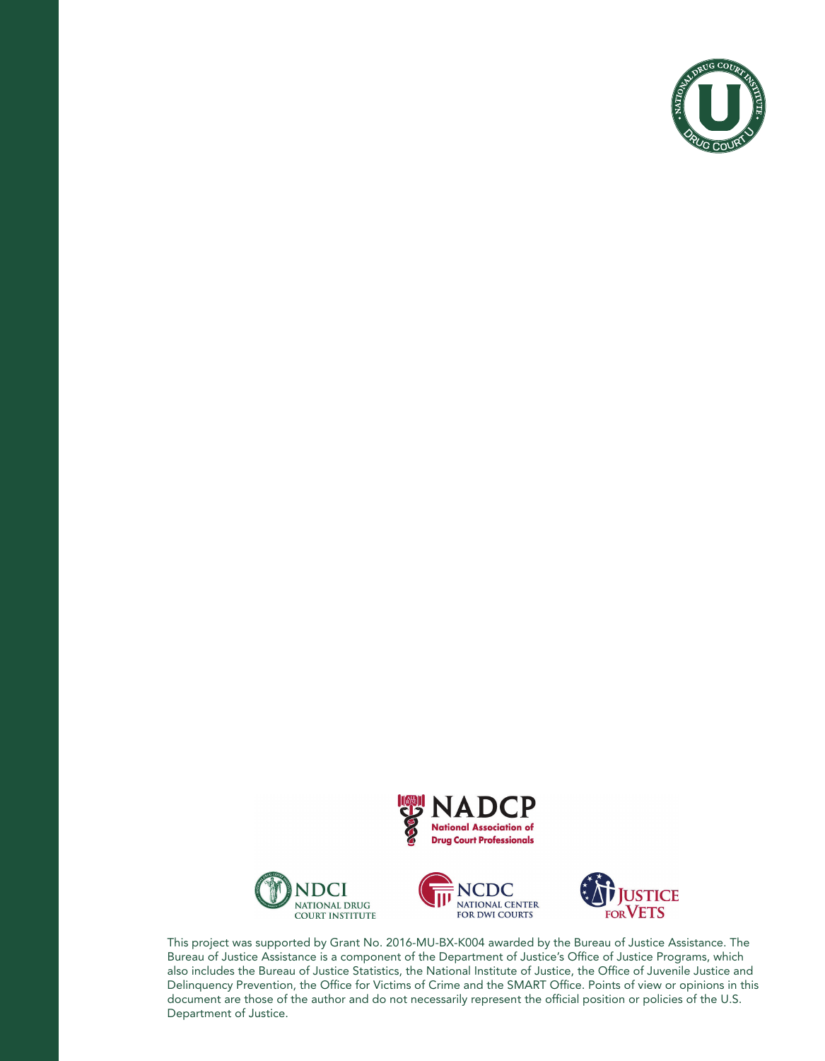This project was supported by Grant No. 2016-MU-BX-K004 awarded by the Bureau of Justice Assistance. The Bureau of Justice Assistance is a component of the Department of Justice's Office of Justice Programs, which also includes the Bureau of Justice Statistics, the National Institute of Justice, the Office of Juvenile Justice and Delinquency Prevention, the Office for Victims of Crime and the SMART Office. Points of view or opinions in this document are those of the author and do not necessarily represent the official position or policies of the U.S. Department of Justice.